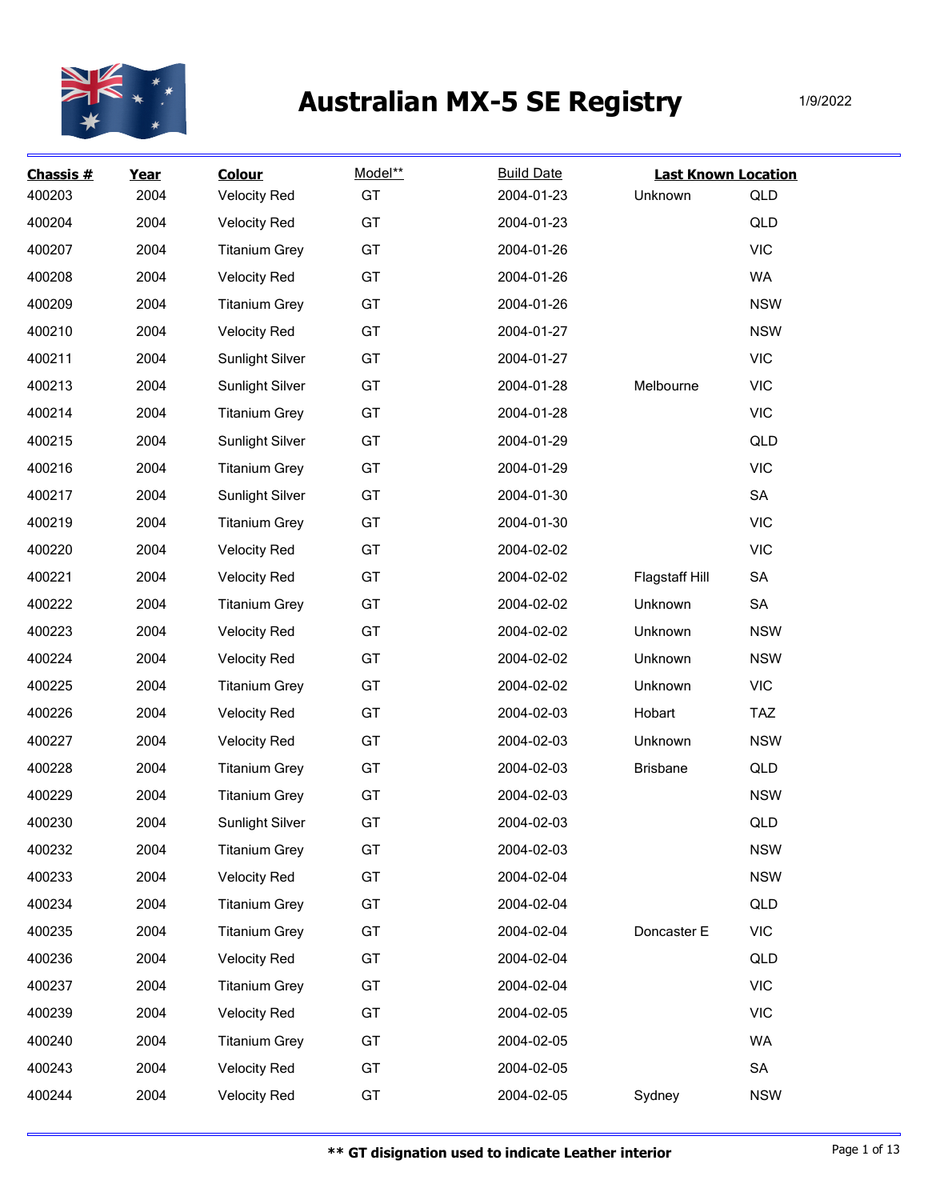# Australian MX-5 SE Registry

1/9/2022

| Chassis # | Year | Colour | Model** | Build Date | Last Known Location | |
|---|---|---|---|---|---|---|
| 400203 | 2004 | Velocity Red | GT | 2004-01-23 | Unknown | QLD |
| 400204 | 2004 | Velocity Red | GT | 2004-01-23 | | QLD |
| 400207 | 2004 | Titanium Grey | GT | 2004-01-26 | | VIC |
| 400208 | 2004 | Velocity Red | GT | 2004-01-26 | | WA |
| 400209 | 2004 | Titanium Grey | GT | 2004-01-26 | | NSW |
| 400210 | 2004 | Velocity Red | GT | 2004-01-27 | | NSW |
| 400211 | 2004 | Sunlight Silver | GT | 2004-01-27 | | VIC |
| 400213 | 2004 | Sunlight Silver | GT | 2004-01-28 | Melbourne | VIC |
| 400214 | 2004 | Titanium Grey | GT | 2004-01-28 | | VIC |
| 400215 | 2004 | Sunlight Silver | GT | 2004-01-29 | | QLD |
| 400216 | 2004 | Titanium Grey | GT | 2004-01-29 | | VIC |
| 400217 | 2004 | Sunlight Silver | GT | 2004-01-30 | | SA |
| 400219 | 2004 | Titanium Grey | GT | 2004-01-30 | | VIC |
| 400220 | 2004 | Velocity Red | GT | 2004-02-02 | | VIC |
| 400221 | 2004 | Velocity Red | GT | 2004-02-02 | Flagstaff Hill | SA |
| 400222 | 2004 | Titanium Grey | GT | 2004-02-02 | Unknown | SA |
| 400223 | 2004 | Velocity Red | GT | 2004-02-02 | Unknown | NSW |
| 400224 | 2004 | Velocity Red | GT | 2004-02-02 | Unknown | NSW |
| 400225 | 2004 | Titanium Grey | GT | 2004-02-02 | Unknown | VIC |
| 400226 | 2004 | Velocity Red | GT | 2004-02-03 | Hobart | TAZ |
| 400227 | 2004 | Velocity Red | GT | 2004-02-03 | Unknown | NSW |
| 400228 | 2004 | Titanium Grey | GT | 2004-02-03 | Brisbane | QLD |
| 400229 | 2004 | Titanium Grey | GT | 2004-02-03 | | NSW |
| 400230 | 2004 | Sunlight Silver | GT | 2004-02-03 | | QLD |
| 400232 | 2004 | Titanium Grey | GT | 2004-02-03 | | NSW |
| 400233 | 2004 | Velocity Red | GT | 2004-02-04 | | NSW |
| 400234 | 2004 | Titanium Grey | GT | 2004-02-04 | | QLD |
| 400235 | 2004 | Titanium Grey | GT | 2004-02-04 | Doncaster E | VIC |
| 400236 | 2004 | Velocity Red | GT | 2004-02-04 | | QLD |
| 400237 | 2004 | Titanium Grey | GT | 2004-02-04 | | VIC |
| 400239 | 2004 | Velocity Red | GT | 2004-02-05 | | VIC |
| 400240 | 2004 | Titanium Grey | GT | 2004-02-05 | | WA |
| 400243 | 2004 | Velocity Red | GT | 2004-02-05 | | SA |
| 400244 | 2004 | Velocity Red | GT | 2004-02-05 | Sydney | NSW |

**** GT disignation used to indicate Leather interior**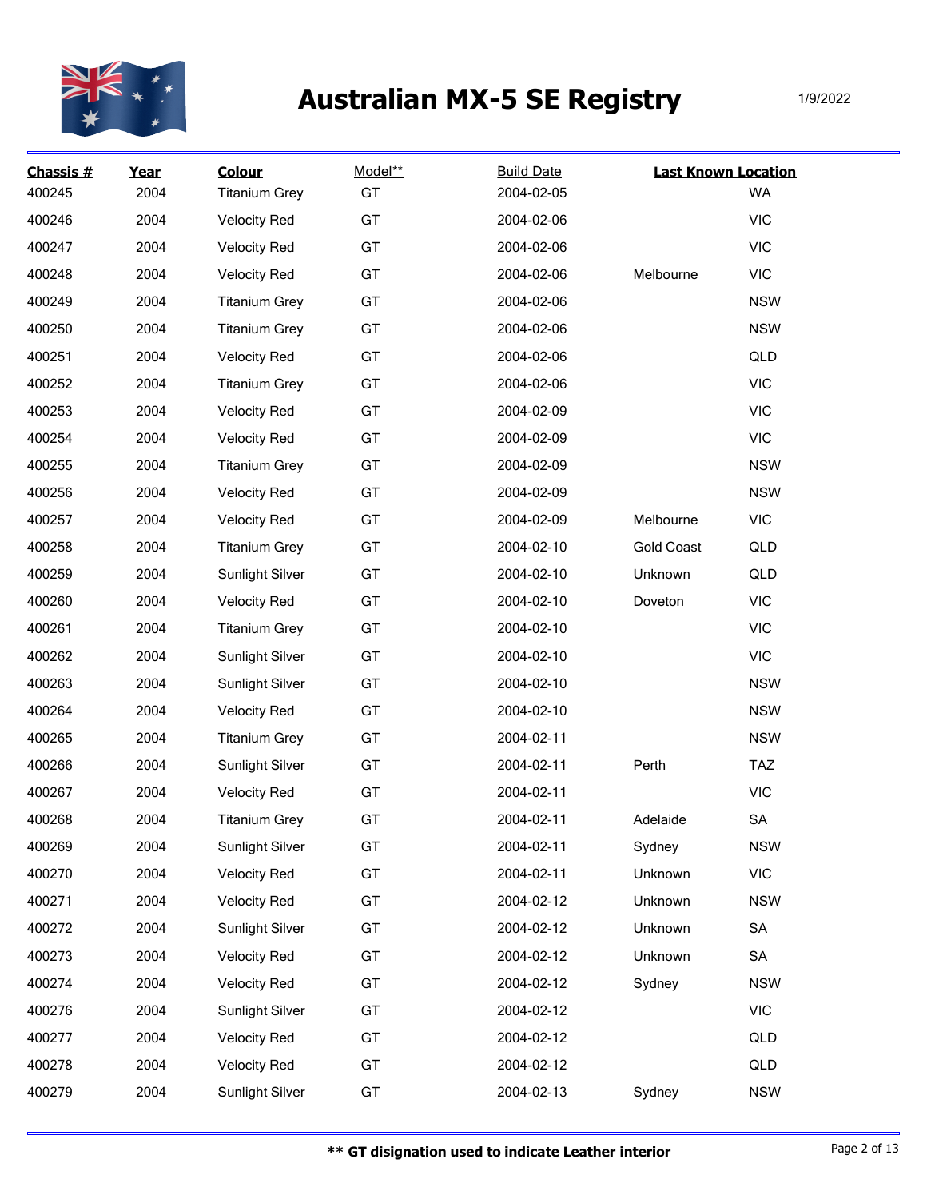# Australian MX-5 SE Registry

1/9/2022

| Chassis # | Year | Colour | Model** | Build Date | Last Known Location | |
|---|---|---|---|---|---|---|
| 400245 | 2004 | Titanium Grey | GT | 2004-02-05 | | WA |
| 400246 | 2004 | Velocity Red | GT | 2004-02-06 | | VIC |
| 400247 | 2004 | Velocity Red | GT | 2004-02-06 | | VIC |
| 400248 | 2004 | Velocity Red | GT | 2004-02-06 | Melbourne | VIC |
| 400249 | 2004 | Titanium Grey | GT | 2004-02-06 | | NSW |
| 400250 | 2004 | Titanium Grey | GT | 2004-02-06 | | NSW |
| 400251 | 2004 | Velocity Red | GT | 2004-02-06 | | QLD |
| 400252 | 2004 | Titanium Grey | GT | 2004-02-06 | | VIC |
| 400253 | 2004 | Velocity Red | GT | 2004-02-09 | | VIC |
| 400254 | 2004 | Velocity Red | GT | 2004-02-09 | | VIC |
| 400255 | 2004 | Titanium Grey | GT | 2004-02-09 | | NSW |
| 400256 | 2004 | Velocity Red | GT | 2004-02-09 | | NSW |
| 400257 | 2004 | Velocity Red | GT | 2004-02-09 | Melbourne | VIC |
| 400258 | 2004 | Titanium Grey | GT | 2004-02-10 | Gold Coast | QLD |
| 400259 | 2004 | Sunlight Silver | GT | 2004-02-10 | Unknown | QLD |
| 400260 | 2004 | Velocity Red | GT | 2004-02-10 | Doveton | VIC |
| 400261 | 2004 | Titanium Grey | GT | 2004-02-10 | | VIC |
| 400262 | 2004 | Sunlight Silver | GT | 2004-02-10 | | VIC |
| 400263 | 2004 | Sunlight Silver | GT | 2004-02-10 | | NSW |
| 400264 | 2004 | Velocity Red | GT | 2004-02-10 | | NSW |
| 400265 | 2004 | Titanium Grey | GT | 2004-02-11 | | NSW |
| 400266 | 2004 | Sunlight Silver | GT | 2004-02-11 | Perth | TAZ |
| 400267 | 2004 | Velocity Red | GT | 2004-02-11 | | VIC |
| 400268 | 2004 | Titanium Grey | GT | 2004-02-11 | Adelaide | SA |
| 400269 | 2004 | Sunlight Silver | GT | 2004-02-11 | Sydney | NSW |
| 400270 | 2004 | Velocity Red | GT | 2004-02-11 | Unknown | VIC |
| 400271 | 2004 | Velocity Red | GT | 2004-02-12 | Unknown | NSW |
| 400272 | 2004 | Sunlight Silver | GT | 2004-02-12 | Unknown | SA |
| 400273 | 2004 | Velocity Red | GT | 2004-02-12 | Unknown | SA |
| 400274 | 2004 | Velocity Red | GT | 2004-02-12 | Sydney | NSW |
| 400276 | 2004 | Sunlight Silver | GT | 2004-02-12 | | VIC |
| 400277 | 2004 | Velocity Red | GT | 2004-02-12 | | QLD |
| 400278 | 2004 | Velocity Red | GT | 2004-02-12 | | QLD |
| 400279 | 2004 | Sunlight Silver | GT | 2004-02-13 | Sydney | NSW |

**** GT disignation used to indicate Leather interior**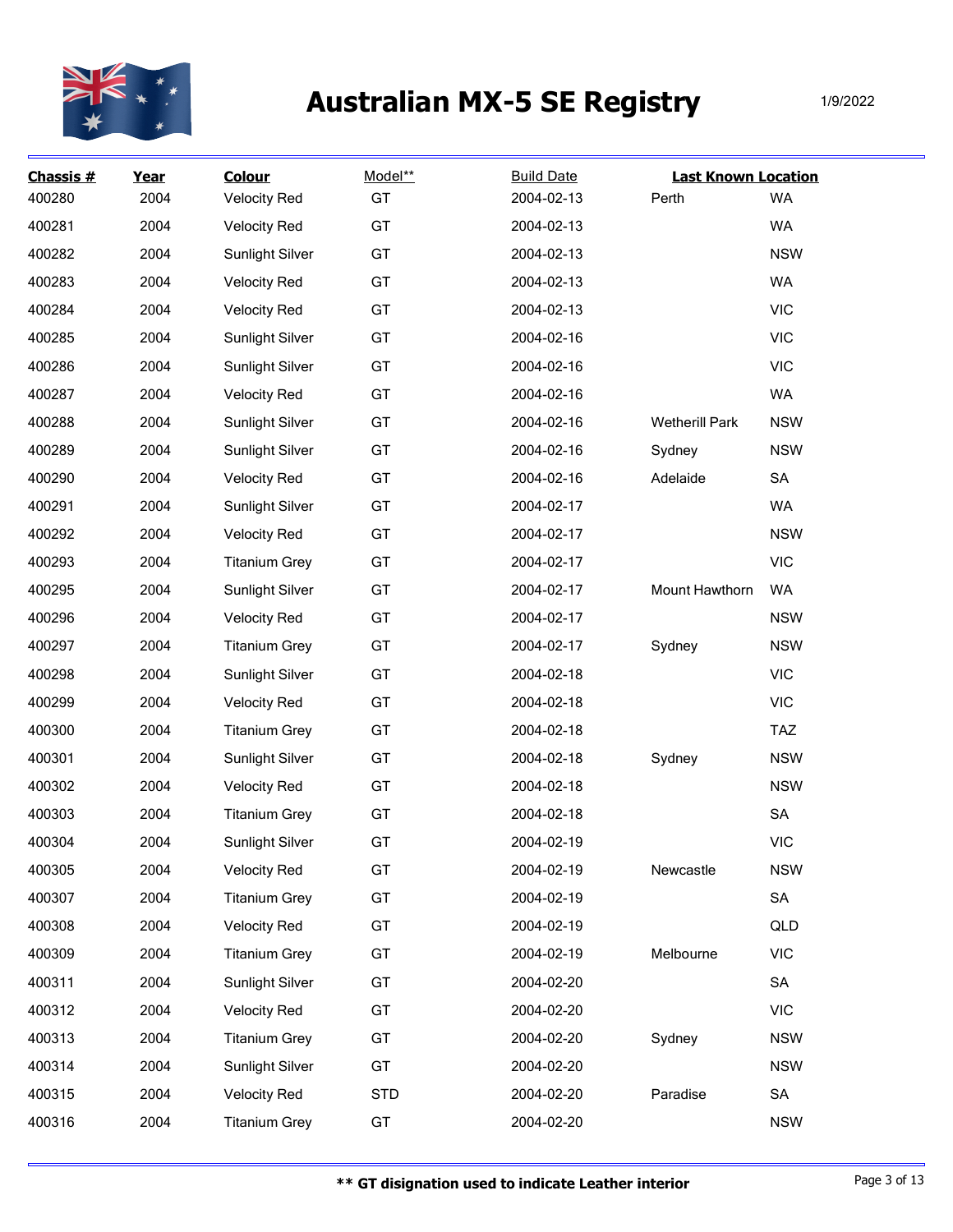# Australian MX-5 SE Registry

1/9/2022

| Chassis # | Year | Colour | Model** | Build Date | Last Known Location | |
|---|---|---|---|---|---|---|
| 400280 | 2004 | Velocity Red | GT | 2004-02-13 | Perth | WA |
| 400281 | 2004 | Velocity Red | GT | 2004-02-13 | | WA |
| 400282 | 2004 | Sunlight Silver | GT | 2004-02-13 | | NSW |
| 400283 | 2004 | Velocity Red | GT | 2004-02-13 | | WA |
| 400284 | 2004 | Velocity Red | GT | 2004-02-13 | | VIC |
| 400285 | 2004 | Sunlight Silver | GT | 2004-02-16 | | VIC |
| 400286 | 2004 | Sunlight Silver | GT | 2004-02-16 | | VIC |
| 400287 | 2004 | Velocity Red | GT | 2004-02-16 | | WA |
| 400288 | 2004 | Sunlight Silver | GT | 2004-02-16 | Wetherill Park | NSW |
| 400289 | 2004 | Sunlight Silver | GT | 2004-02-16 | Sydney | NSW |
| 400290 | 2004 | Velocity Red | GT | 2004-02-16 | Adelaide | SA |
| 400291 | 2004 | Sunlight Silver | GT | 2004-02-17 | | WA |
| 400292 | 2004 | Velocity Red | GT | 2004-02-17 | | NSW |
| 400293 | 2004 | Titanium Grey | GT | 2004-02-17 | | VIC |
| 400295 | 2004 | Sunlight Silver | GT | 2004-02-17 | Mount Hawthorn | WA |
| 400296 | 2004 | Velocity Red | GT | 2004-02-17 | | NSW |
| 400297 | 2004 | Titanium Grey | GT | 2004-02-17 | Sydney | NSW |
| 400298 | 2004 | Sunlight Silver | GT | 2004-02-18 | | VIC |
| 400299 | 2004 | Velocity Red | GT | 2004-02-18 | | VIC |
| 400300 | 2004 | Titanium Grey | GT | 2004-02-18 | | TAZ |
| 400301 | 2004 | Sunlight Silver | GT | 2004-02-18 | Sydney | NSW |
| 400302 | 2004 | Velocity Red | GT | 2004-02-18 | | NSW |
| 400303 | 2004 | Titanium Grey | GT | 2004-02-18 | | SA |
| 400304 | 2004 | Sunlight Silver | GT | 2004-02-19 | | VIC |
| 400305 | 2004 | Velocity Red | GT | 2004-02-19 | Newcastle | NSW |
| 400307 | 2004 | Titanium Grey | GT | 2004-02-19 | | SA |
| 400308 | 2004 | Velocity Red | GT | 2004-02-19 | | QLD |
| 400309 | 2004 | Titanium Grey | GT | 2004-02-19 | Melbourne | VIC |
| 400311 | 2004 | Sunlight Silver | GT | 2004-02-20 | | SA |
| 400312 | 2004 | Velocity Red | GT | 2004-02-20 | | VIC |
| 400313 | 2004 | Titanium Grey | GT | 2004-02-20 | Sydney | NSW |
| 400314 | 2004 | Sunlight Silver | GT | 2004-02-20 | | NSW |
| 400315 | 2004 | Velocity Red | STD | 2004-02-20 | Paradise | SA |
| 400316 | 2004 | Titanium Grey | GT | 2004-02-20 | | NSW |

**** GT disignation used to indicate Leather interior**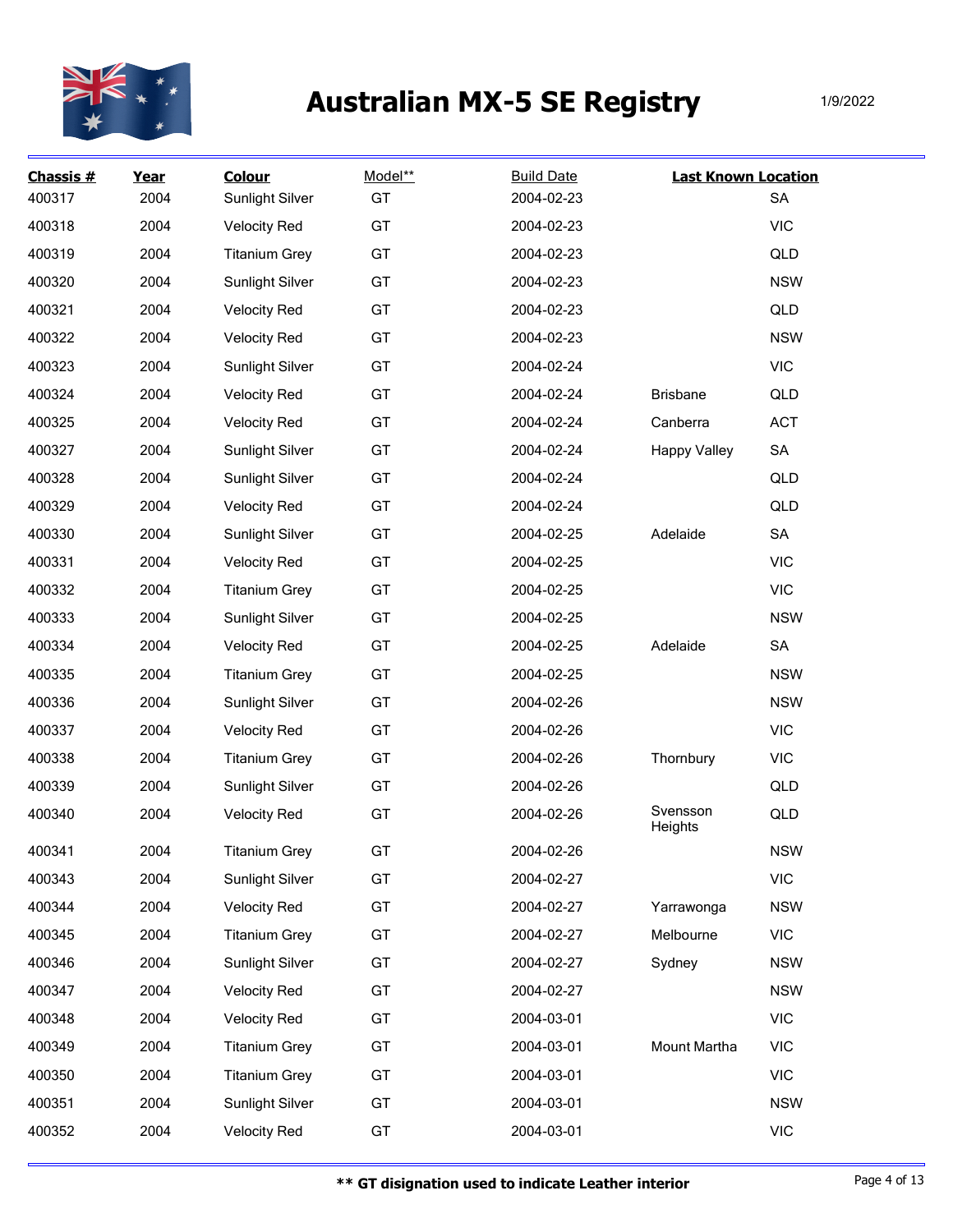# Australian MX-5 SE Registry

1/9/2022

| Chassis # | Year | Colour | Model** | Build Date | Last Known Location | |
|---|---|---|---|---|---|---|
| 400317 | 2004 | Sunlight Silver | GT | 2004-02-23 | | SA |
| 400318 | 2004 | Velocity Red | GT | 2004-02-23 | | VIC |
| 400319 | 2004 | Titanium Grey | GT | 2004-02-23 | | QLD |
| 400320 | 2004 | Sunlight Silver | GT | 2004-02-23 | | NSW |
| 400321 | 2004 | Velocity Red | GT | 2004-02-23 | | QLD |
| 400322 | 2004 | Velocity Red | GT | 2004-02-23 | | NSW |
| 400323 | 2004 | Sunlight Silver | GT | 2004-02-24 | | VIC |
| 400324 | 2004 | Velocity Red | GT | 2004-02-24 | Brisbane | QLD |
| 400325 | 2004 | Velocity Red | GT | 2004-02-24 | Canberra | ACT |
| 400327 | 2004 | Sunlight Silver | GT | 2004-02-24 | Happy Valley | SA |
| 400328 | 2004 | Sunlight Silver | GT | 2004-02-24 | | QLD |
| 400329 | 2004 | Velocity Red | GT | 2004-02-24 | | QLD |
| 400330 | 2004 | Sunlight Silver | GT | 2004-02-25 | Adelaide | SA |
| 400331 | 2004 | Velocity Red | GT | 2004-02-25 | | VIC |
| 400332 | 2004 | Titanium Grey | GT | 2004-02-25 | | VIC |
| 400333 | 2004 | Sunlight Silver | GT | 2004-02-25 | | NSW |
| 400334 | 2004 | Velocity Red | GT | 2004-02-25 | Adelaide | SA |
| 400335 | 2004 | Titanium Grey | GT | 2004-02-25 | | NSW |
| 400336 | 2004 | Sunlight Silver | GT | 2004-02-26 | | NSW |
| 400337 | 2004 | Velocity Red | GT | 2004-02-26 | | VIC |
| 400338 | 2004 | Titanium Grey | GT | 2004-02-26 | Thornbury | VIC |
| 400339 | 2004 | Sunlight Silver | GT | 2004-02-26 | | QLD |
| 400340 | 2004 | Velocity Red | GT | 2004-02-26 | Svensson Heights | QLD |
| 400341 | 2004 | Titanium Grey | GT | 2004-02-26 | | NSW |
| 400343 | 2004 | Sunlight Silver | GT | 2004-02-27 | | VIC |
| 400344 | 2004 | Velocity Red | GT | 2004-02-27 | Yarrawonga | NSW |
| 400345 | 2004 | Titanium Grey | GT | 2004-02-27 | Melbourne | VIC |
| 400346 | 2004 | Sunlight Silver | GT | 2004-02-27 | Sydney | NSW |
| 400347 | 2004 | Velocity Red | GT | 2004-02-27 | | NSW |
| 400348 | 2004 | Velocity Red | GT | 2004-03-01 | | VIC |
| 400349 | 2004 | Titanium Grey | GT | 2004-03-01 | Mount Martha | VIC |
| 400350 | 2004 | Titanium Grey | GT | 2004-03-01 | | VIC |
| 400351 | 2004 | Sunlight Silver | GT | 2004-03-01 | | NSW |
| 400352 | 2004 | Velocity Red | GT | 2004-03-01 | | VIC |

**** GT disignation used to indicate Leather interior**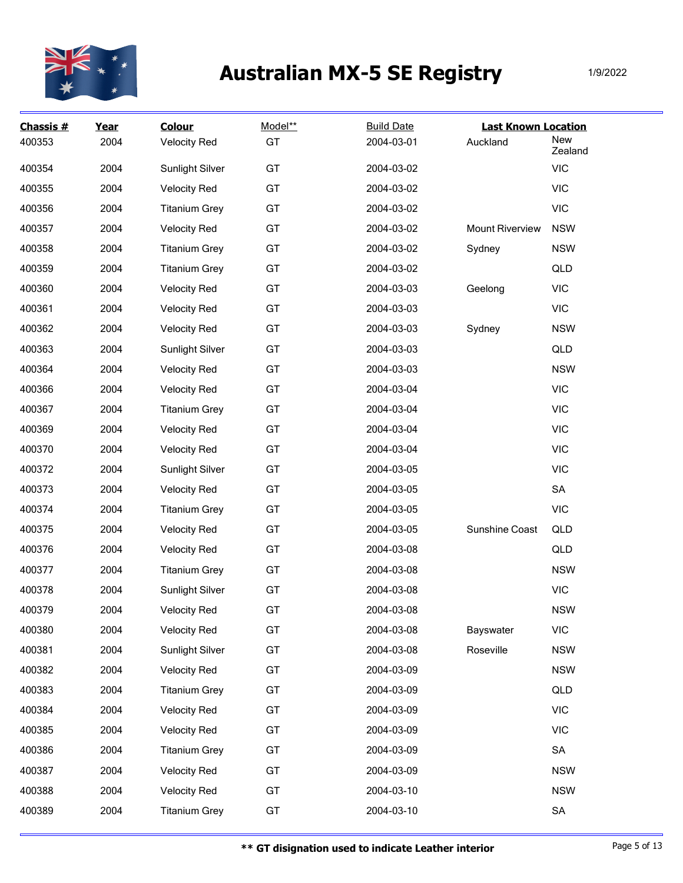# Australian MX-5 SE Registry

1/9/2022

| Chassis # | Year | Colour | Model** | Build Date | Last Known Location | |
|---|---|---|---|---|---|---|
| 400353 | 2004 | Velocity Red | GT | 2004-03-01 | Auckland | New Zealand |
| 400354 | 2004 | Sunlight Silver | GT | 2004-03-02 | | VIC |
| 400355 | 2004 | Velocity Red | GT | 2004-03-02 | | VIC |
| 400356 | 2004 | Titanium Grey | GT | 2004-03-02 | | VIC |
| 400357 | 2004 | Velocity Red | GT | 2004-03-02 | Mount Riverview | NSW |
| 400358 | 2004 | Titanium Grey | GT | 2004-03-02 | Sydney | NSW |
| 400359 | 2004 | Titanium Grey | GT | 2004-03-02 | | QLD |
| 400360 | 2004 | Velocity Red | GT | 2004-03-03 | Geelong | VIC |
| 400361 | 2004 | Velocity Red | GT | 2004-03-03 | | VIC |
| 400362 | 2004 | Velocity Red | GT | 2004-03-03 | Sydney | NSW |
| 400363 | 2004 | Sunlight Silver | GT | 2004-03-03 | | QLD |
| 400364 | 2004 | Velocity Red | GT | 2004-03-03 | | NSW |
| 400366 | 2004 | Velocity Red | GT | 2004-03-04 | | VIC |
| 400367 | 2004 | Titanium Grey | GT | 2004-03-04 | | VIC |
| 400369 | 2004 | Velocity Red | GT | 2004-03-04 | | VIC |
| 400370 | 2004 | Velocity Red | GT | 2004-03-04 | | VIC |
| 400372 | 2004 | Sunlight Silver | GT | 2004-03-05 | | VIC |
| 400373 | 2004 | Velocity Red | GT | 2004-03-05 | | SA |
| 400374 | 2004 | Titanium Grey | GT | 2004-03-05 | | VIC |
| 400375 | 2004 | Velocity Red | GT | 2004-03-05 | Sunshine Coast | QLD |
| 400376 | 2004 | Velocity Red | GT | 2004-03-08 | | QLD |
| 400377 | 2004 | Titanium Grey | GT | 2004-03-08 | | NSW |
| 400378 | 2004 | Sunlight Silver | GT | 2004-03-08 | | VIC |
| 400379 | 2004 | Velocity Red | GT | 2004-03-08 | | NSW |
| 400380 | 2004 | Velocity Red | GT | 2004-03-08 | Bayswater | VIC |
| 400381 | 2004 | Sunlight Silver | GT | 2004-03-08 | Roseville | NSW |
| 400382 | 2004 | Velocity Red | GT | 2004-03-09 | | NSW |
| 400383 | 2004 | Titanium Grey | GT | 2004-03-09 | | QLD |
| 400384 | 2004 | Velocity Red | GT | 2004-03-09 | | VIC |
| 400385 | 2004 | Velocity Red | GT | 2004-03-09 | | VIC |
| 400386 | 2004 | Titanium Grey | GT | 2004-03-09 | | SA |
| 400387 | 2004 | Velocity Red | GT | 2004-03-09 | | NSW |
| 400388 | 2004 | Velocity Red | GT | 2004-03-10 | | NSW |
| 400389 | 2004 | Titanium Grey | GT | 2004-03-10 | | SA |

**** GT disignation used to indicate Leather interior**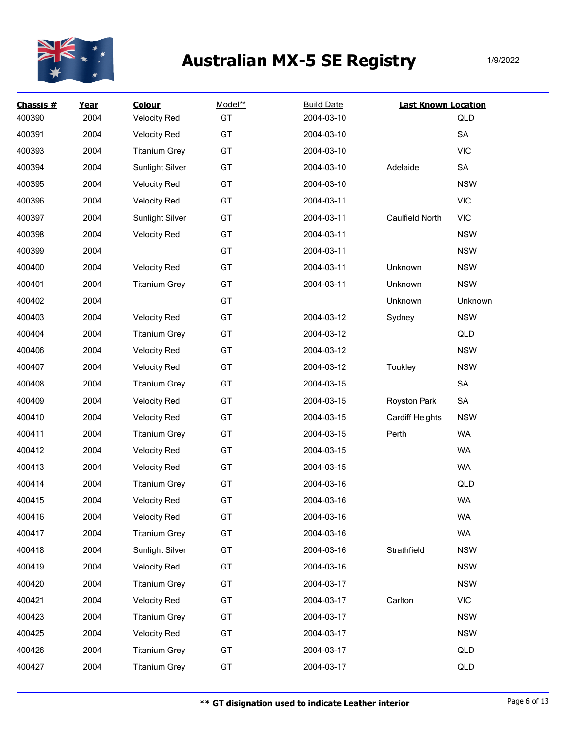# Australian MX-5 SE Registry

1/9/2022

| Chassis # | Year | Colour | Model** | Build Date | Last Known Location | |
|---|---|---|---|---|---|---|
| 400390 | 2004 | Velocity Red | GT | 2004-03-10 | | QLD |
| 400391 | 2004 | Velocity Red | GT | 2004-03-10 | | SA |
| 400393 | 2004 | Titanium Grey | GT | 2004-03-10 | | VIC |
| 400394 | 2004 | Sunlight Silver | GT | 2004-03-10 | Adelaide | SA |
| 400395 | 2004 | Velocity Red | GT | 2004-03-10 | | NSW |
| 400396 | 2004 | Velocity Red | GT | 2004-03-11 | | VIC |
| 400397 | 2004 | Sunlight Silver | GT | 2004-03-11 | Caulfield North | VIC |
| 400398 | 2004 | Velocity Red | GT | 2004-03-11 | | NSW |
| 400399 | 2004 | | GT | 2004-03-11 | | NSW |
| 400400 | 2004 | Velocity Red | GT | 2004-03-11 | Unknown | NSW |
| 400401 | 2004 | Titanium Grey | GT | 2004-03-11 | Unknown | NSW |
| 400402 | 2004 | | GT | | Unknown | Unknown |
| 400403 | 2004 | Velocity Red | GT | 2004-03-12 | Sydney | NSW |
| 400404 | 2004 | Titanium Grey | GT | 2004-03-12 | | QLD |
| 400406 | 2004 | Velocity Red | GT | 2004-03-12 | | NSW |
| 400407 | 2004 | Velocity Red | GT | 2004-03-12 | Toukley | NSW |
| 400408 | 2004 | Titanium Grey | GT | 2004-03-15 | | SA |
| 400409 | 2004 | Velocity Red | GT | 2004-03-15 | Royston Park | SA |
| 400410 | 2004 | Velocity Red | GT | 2004-03-15 | Cardiff Heights | NSW |
| 400411 | 2004 | Titanium Grey | GT | 2004-03-15 | Perth | WA |
| 400412 | 2004 | Velocity Red | GT | 2004-03-15 | | WA |
| 400413 | 2004 | Velocity Red | GT | 2004-03-15 | | WA |
| 400414 | 2004 | Titanium Grey | GT | 2004-03-16 | | QLD |
| 400415 | 2004 | Velocity Red | GT | 2004-03-16 | | WA |
| 400416 | 2004 | Velocity Red | GT | 2004-03-16 | | WA |
| 400417 | 2004 | Titanium Grey | GT | 2004-03-16 | | WA |
| 400418 | 2004 | Sunlight Silver | GT | 2004-03-16 | Strathfield | NSW |
| 400419 | 2004 | Velocity Red | GT | 2004-03-16 | | NSW |
| 400420 | 2004 | Titanium Grey | GT | 2004-03-17 | | NSW |
| 400421 | 2004 | Velocity Red | GT | 2004-03-17 | Carlton | VIC |
| 400423 | 2004 | Titanium Grey | GT | 2004-03-17 | | NSW |
| 400425 | 2004 | Velocity Red | GT | 2004-03-17 | | NSW |
| 400426 | 2004 | Titanium Grey | GT | 2004-03-17 | | QLD |
| 400427 | 2004 | Titanium Grey | GT | 2004-03-17 | | QLD |

**** GT disignation used to indicate Leather interior**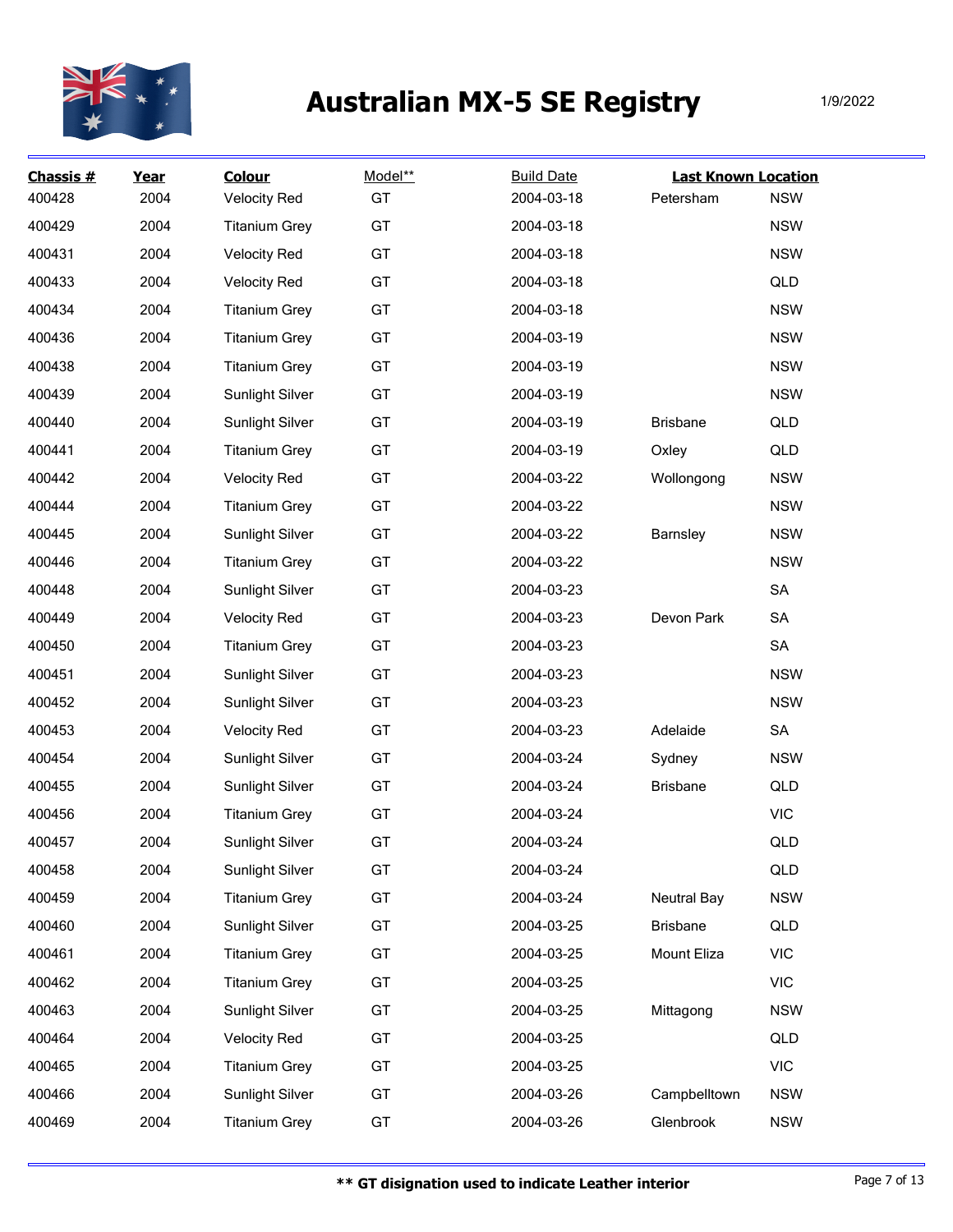# Australian MX-5 SE Registry

1/9/2022

| Chassis # | Year | Colour | Model** | Build Date | Last Known Location | |
|---|---|---|---|---|---|---|
| 400428 | 2004 | Velocity Red | GT | 2004-03-18 | Petersham | NSW |
| 400429 | 2004 | Titanium Grey | GT | 2004-03-18 | | NSW |
| 400431 | 2004 | Velocity Red | GT | 2004-03-18 | | NSW |
| 400433 | 2004 | Velocity Red | GT | 2004-03-18 | | QLD |
| 400434 | 2004 | Titanium Grey | GT | 2004-03-18 | | NSW |
| 400436 | 2004 | Titanium Grey | GT | 2004-03-19 | | NSW |
| 400438 | 2004 | Titanium Grey | GT | 2004-03-19 | | NSW |
| 400439 | 2004 | Sunlight Silver | GT | 2004-03-19 | | NSW |
| 400440 | 2004 | Sunlight Silver | GT | 2004-03-19 | Brisbane | QLD |
| 400441 | 2004 | Titanium Grey | GT | 2004-03-19 | Oxley | QLD |
| 400442 | 2004 | Velocity Red | GT | 2004-03-22 | Wollongong | NSW |
| 400444 | 2004 | Titanium Grey | GT | 2004-03-22 | | NSW |
| 400445 | 2004 | Sunlight Silver | GT | 2004-03-22 | Barnsley | NSW |
| 400446 | 2004 | Titanium Grey | GT | 2004-03-22 | | NSW |
| 400448 | 2004 | Sunlight Silver | GT | 2004-03-23 | | SA |
| 400449 | 2004 | Velocity Red | GT | 2004-03-23 | Devon Park | SA |
| 400450 | 2004 | Titanium Grey | GT | 2004-03-23 | | SA |
| 400451 | 2004 | Sunlight Silver | GT | 2004-03-23 | | NSW |
| 400452 | 2004 | Sunlight Silver | GT | 2004-03-23 | | NSW |
| 400453 | 2004 | Velocity Red | GT | 2004-03-23 | Adelaide | SA |
| 400454 | 2004 | Sunlight Silver | GT | 2004-03-24 | Sydney | NSW |
| 400455 | 2004 | Sunlight Silver | GT | 2004-03-24 | Brisbane | QLD |
| 400456 | 2004 | Titanium Grey | GT | 2004-03-24 | | VIC |
| 400457 | 2004 | Sunlight Silver | GT | 2004-03-24 | | QLD |
| 400458 | 2004 | Sunlight Silver | GT | 2004-03-24 | | QLD |
| 400459 | 2004 | Titanium Grey | GT | 2004-03-24 | Neutral Bay | NSW |
| 400460 | 2004 | Sunlight Silver | GT | 2004-03-25 | Brisbane | QLD |
| 400461 | 2004 | Titanium Grey | GT | 2004-03-25 | Mount Eliza | VIC |
| 400462 | 2004 | Titanium Grey | GT | 2004-03-25 | | VIC |
| 400463 | 2004 | Sunlight Silver | GT | 2004-03-25 | Mittagong | NSW |
| 400464 | 2004 | Velocity Red | GT | 2004-03-25 | | QLD |
| 400465 | 2004 | Titanium Grey | GT | 2004-03-25 | | VIC |
| 400466 | 2004 | Sunlight Silver | GT | 2004-03-26 | Campbelltown | NSW |
| 400469 | 2004 | Titanium Grey | GT | 2004-03-26 | Glenbrook | NSW |

**** GT disignation used to indicate Leather interior**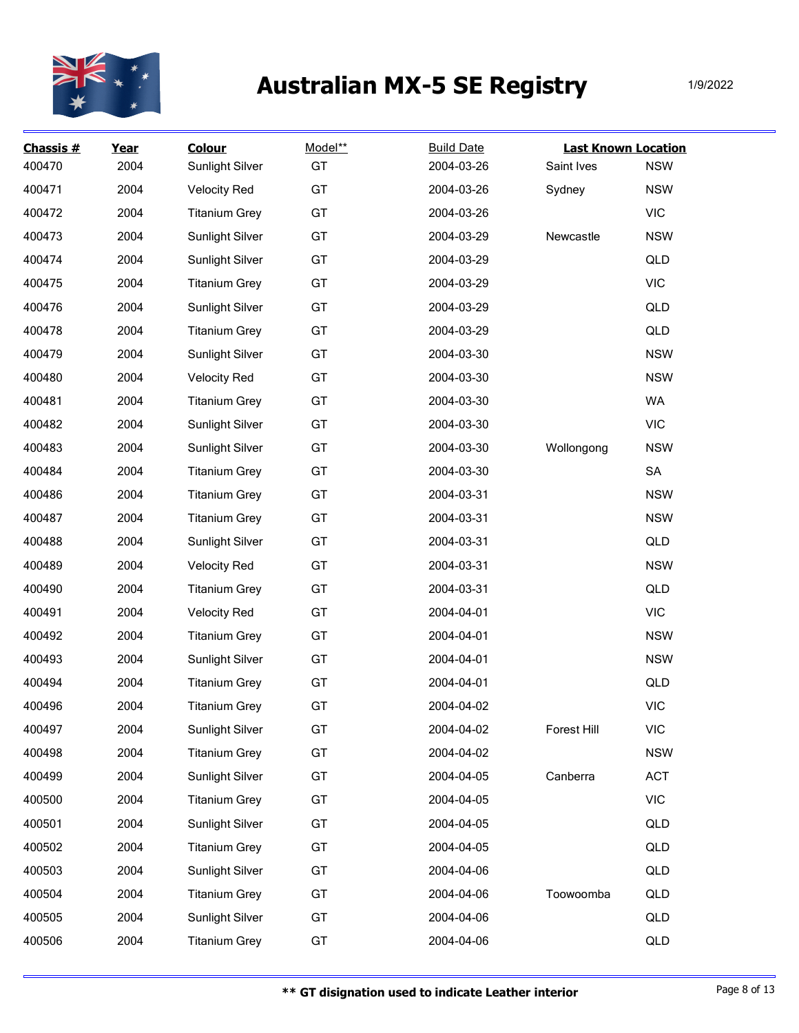# Australian MX-5 SE Registry

1/9/2022

| Chassis # | Year | Colour | Model** | Build Date | Last Known Location | |
|---|---|---|---|---|---|---|
| 400470 | 2004 | Sunlight Silver | GT | 2004-03-26 | Saint Ives | NSW |
| 400471 | 2004 | Velocity Red | GT | 2004-03-26 | Sydney | NSW |
| 400472 | 2004 | Titanium Grey | GT | 2004-03-26 | | VIC |
| 400473 | 2004 | Sunlight Silver | GT | 2004-03-29 | Newcastle | NSW |
| 400474 | 2004 | Sunlight Silver | GT | 2004-03-29 | | QLD |
| 400475 | 2004 | Titanium Grey | GT | 2004-03-29 | | VIC |
| 400476 | 2004 | Sunlight Silver | GT | 2004-03-29 | | QLD |
| 400478 | 2004 | Titanium Grey | GT | 2004-03-29 | | QLD |
| 400479 | 2004 | Sunlight Silver | GT | 2004-03-30 | | NSW |
| 400480 | 2004 | Velocity Red | GT | 2004-03-30 | | NSW |
| 400481 | 2004 | Titanium Grey | GT | 2004-03-30 | | WA |
| 400482 | 2004 | Sunlight Silver | GT | 2004-03-30 | | VIC |
| 400483 | 2004 | Sunlight Silver | GT | 2004-03-30 | Wollongong | NSW |
| 400484 | 2004 | Titanium Grey | GT | 2004-03-30 | | SA |
| 400486 | 2004 | Titanium Grey | GT | 2004-03-31 | | NSW |
| 400487 | 2004 | Titanium Grey | GT | 2004-03-31 | | NSW |
| 400488 | 2004 | Sunlight Silver | GT | 2004-03-31 | | QLD |
| 400489 | 2004 | Velocity Red | GT | 2004-03-31 | | NSW |
| 400490 | 2004 | Titanium Grey | GT | 2004-03-31 | | QLD |
| 400491 | 2004 | Velocity Red | GT | 2004-04-01 | | VIC |
| 400492 | 2004 | Titanium Grey | GT | 2004-04-01 | | NSW |
| 400493 | 2004 | Sunlight Silver | GT | 2004-04-01 | | NSW |
| 400494 | 2004 | Titanium Grey | GT | 2004-04-01 | | QLD |
| 400496 | 2004 | Titanium Grey | GT | 2004-04-02 | | VIC |
| 400497 | 2004 | Sunlight Silver | GT | 2004-04-02 | Forest Hill | VIC |
| 400498 | 2004 | Titanium Grey | GT | 2004-04-02 | | NSW |
| 400499 | 2004 | Sunlight Silver | GT | 2004-04-05 | Canberra | ACT |
| 400500 | 2004 | Titanium Grey | GT | 2004-04-05 | | VIC |
| 400501 | 2004 | Sunlight Silver | GT | 2004-04-05 | | QLD |
| 400502 | 2004 | Titanium Grey | GT | 2004-04-05 | | QLD |
| 400503 | 2004 | Sunlight Silver | GT | 2004-04-06 | | QLD |
| 400504 | 2004 | Titanium Grey | GT | 2004-04-06 | Toowoomba | QLD |
| 400505 | 2004 | Sunlight Silver | GT | 2004-04-06 | | QLD |
| 400506 | 2004 | Titanium Grey | GT | 2004-04-06 | | QLD |

** GT disignation used to indicate Leather interior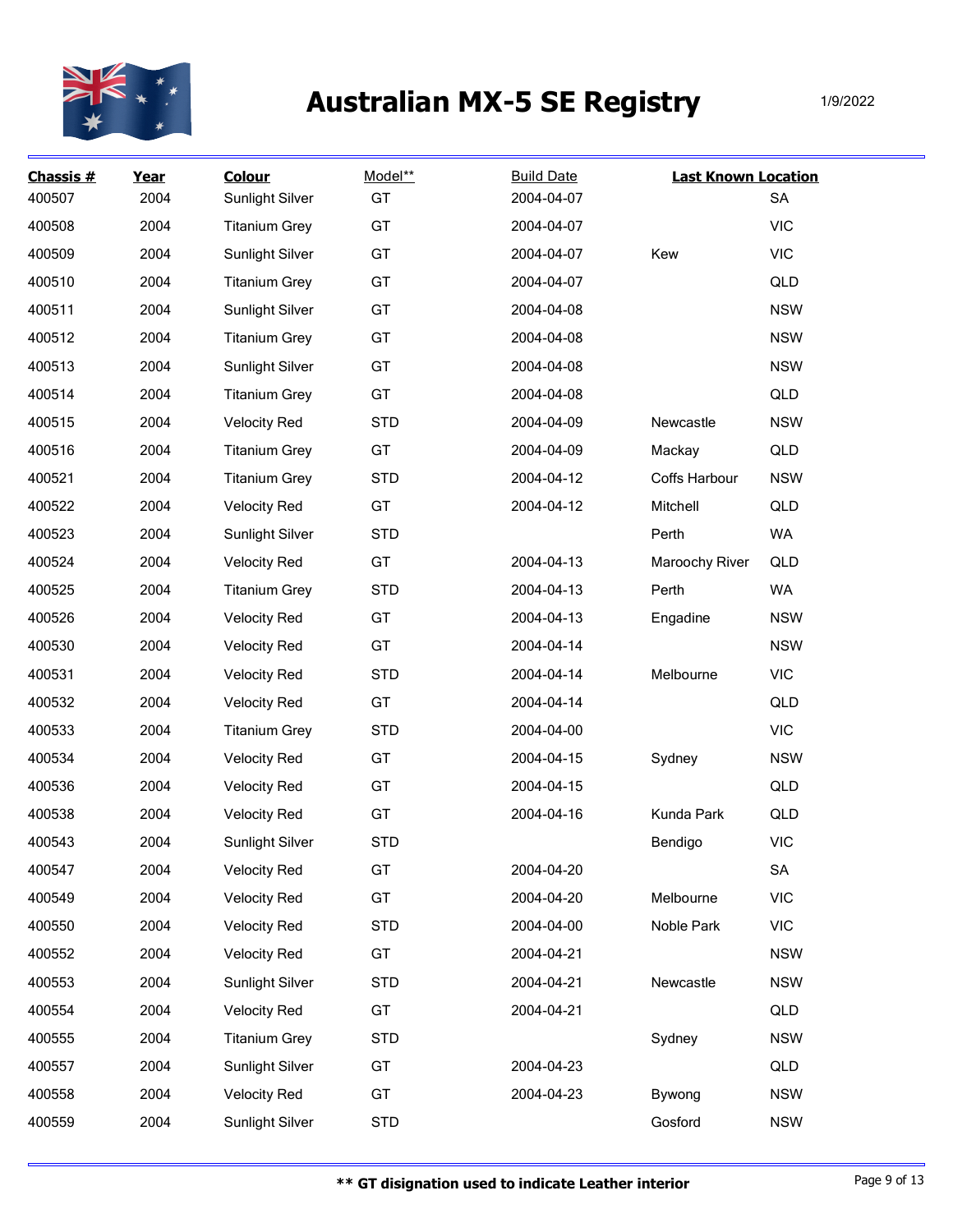# Australian MX-5 SE Registry

1/9/2022

| Chassis # | Year | Colour | Model** | Build Date | Last Known Location | |
|---|---|---|---|---|---|---|
| 400507 | 2004 | Sunlight Silver | GT | 2004-04-07 | | SA |
| 400508 | 2004 | Titanium Grey | GT | 2004-04-07 | | VIC |
| 400509 | 2004 | Sunlight Silver | GT | 2004-04-07 | Kew | VIC |
| 400510 | 2004 | Titanium Grey | GT | 2004-04-07 | | QLD |
| 400511 | 2004 | Sunlight Silver | GT | 2004-04-08 | | NSW |
| 400512 | 2004 | Titanium Grey | GT | 2004-04-08 | | NSW |
| 400513 | 2004 | Sunlight Silver | GT | 2004-04-08 | | NSW |
| 400514 | 2004 | Titanium Grey | GT | 2004-04-08 | | QLD |
| 400515 | 2004 | Velocity Red | STD | 2004-04-09 | Newcastle | NSW |
| 400516 | 2004 | Titanium Grey | GT | 2004-04-09 | Mackay | QLD |
| 400521 | 2004 | Titanium Grey | STD | 2004-04-12 | Coffs Harbour | NSW |
| 400522 | 2004 | Velocity Red | GT | 2004-04-12 | Mitchell | QLD |
| 400523 | 2004 | Sunlight Silver | STD | | Perth | WA |
| 400524 | 2004 | Velocity Red | GT | 2004-04-13 | Maroochy River | QLD |
| 400525 | 2004 | Titanium Grey | STD | 2004-04-13 | Perth | WA |
| 400526 | 2004 | Velocity Red | GT | 2004-04-13 | Engadine | NSW |
| 400530 | 2004 | Velocity Red | GT | 2004-04-14 | | NSW |
| 400531 | 2004 | Velocity Red | STD | 2004-04-14 | Melbourne | VIC |
| 400532 | 2004 | Velocity Red | GT | 2004-04-14 | | QLD |
| 400533 | 2004 | Titanium Grey | STD | 2004-04-00 | | VIC |
| 400534 | 2004 | Velocity Red | GT | 2004-04-15 | Sydney | NSW |
| 400536 | 2004 | Velocity Red | GT | 2004-04-15 | | QLD |
| 400538 | 2004 | Velocity Red | GT | 2004-04-16 | Kunda Park | QLD |
| 400543 | 2004 | Sunlight Silver | STD | | Bendigo | VIC |
| 400547 | 2004 | Velocity Red | GT | 2004-04-20 | | SA |
| 400549 | 2004 | Velocity Red | GT | 2004-04-20 | Melbourne | VIC |
| 400550 | 2004 | Velocity Red | STD | 2004-04-00 | Noble Park | VIC |
| 400552 | 2004 | Velocity Red | GT | 2004-04-21 | | NSW |
| 400553 | 2004 | Sunlight Silver | STD | 2004-04-21 | Newcastle | NSW |
| 400554 | 2004 | Velocity Red | GT | 2004-04-21 | | QLD |
| 400555 | 2004 | Titanium Grey | STD | | Sydney | NSW |
| 400557 | 2004 | Sunlight Silver | GT | 2004-04-23 | | QLD |
| 400558 | 2004 | Velocity Red | GT | 2004-04-23 | Bywong | NSW |
| 400559 | 2004 | Sunlight Silver | STD | | Gosford | NSW |

**** GT disignation used to indicate Leather interior**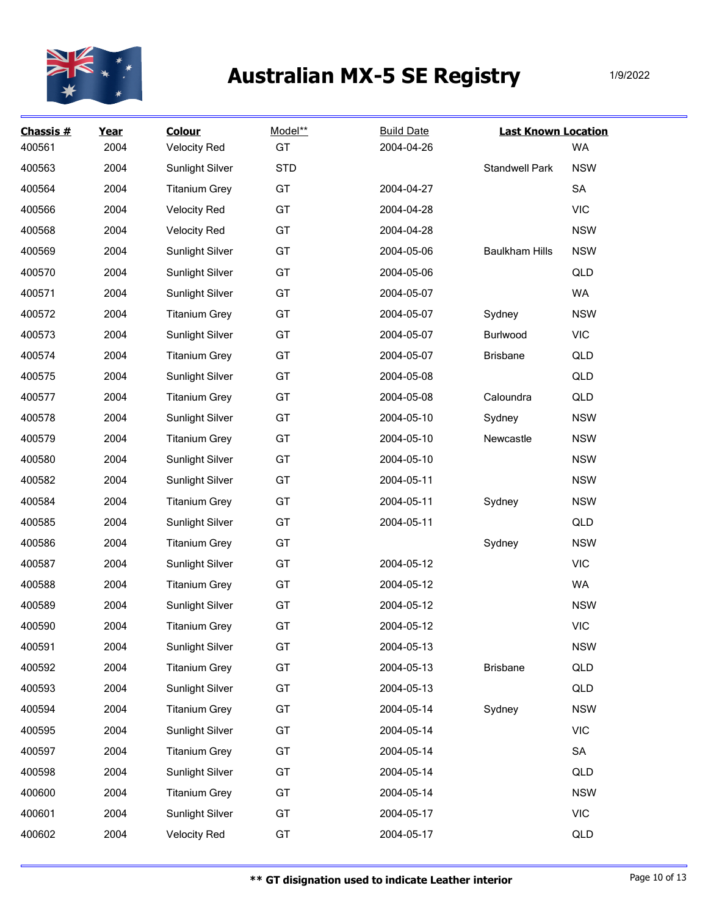# Australian MX-5 SE Registry

1/9/2022

| Chassis # | Year | Colour | Model** | Build Date | Last Known Location | |
|---|---|---|---|---|---|---|
| 400561 | 2004 | Velocity Red | GT | 2004-04-26 | | WA |
| 400563 | 2004 | Sunlight Silver | STD | | Standwell Park | NSW |
| 400564 | 2004 | Titanium Grey | GT | 2004-04-27 | | SA |
| 400566 | 2004 | Velocity Red | GT | 2004-04-28 | | VIC |
| 400568 | 2004 | Velocity Red | GT | 2004-04-28 | | NSW |
| 400569 | 2004 | Sunlight Silver | GT | 2004-05-06 | Baulkham Hills | NSW |
| 400570 | 2004 | Sunlight Silver | GT | 2004-05-06 | | QLD |
| 400571 | 2004 | Sunlight Silver | GT | 2004-05-07 | | WA |
| 400572 | 2004 | Titanium Grey | GT | 2004-05-07 | Sydney | NSW |
| 400573 | 2004 | Sunlight Silver | GT | 2004-05-07 | Burlwood | VIC |
| 400574 | 2004 | Titanium Grey | GT | 2004-05-07 | Brisbane | QLD |
| 400575 | 2004 | Sunlight Silver | GT | 2004-05-08 | | QLD |
| 400577 | 2004 | Titanium Grey | GT | 2004-05-08 | Caloundra | QLD |
| 400578 | 2004 | Sunlight Silver | GT | 2004-05-10 | Sydney | NSW |
| 400579 | 2004 | Titanium Grey | GT | 2004-05-10 | Newcastle | NSW |
| 400580 | 2004 | Sunlight Silver | GT | 2004-05-10 | | NSW |
| 400582 | 2004 | Sunlight Silver | GT | 2004-05-11 | | NSW |
| 400584 | 2004 | Titanium Grey | GT | 2004-05-11 | Sydney | NSW |
| 400585 | 2004 | Sunlight Silver | GT | 2004-05-11 | | QLD |
| 400586 | 2004 | Titanium Grey | GT | | Sydney | NSW |
| 400587 | 2004 | Sunlight Silver | GT | 2004-05-12 | | VIC |
| 400588 | 2004 | Titanium Grey | GT | 2004-05-12 | | WA |
| 400589 | 2004 | Sunlight Silver | GT | 2004-05-12 | | NSW |
| 400590 | 2004 | Titanium Grey | GT | 2004-05-12 | | VIC |
| 400591 | 2004 | Sunlight Silver | GT | 2004-05-13 | | NSW |
| 400592 | 2004 | Titanium Grey | GT | 2004-05-13 | Brisbane | QLD |
| 400593 | 2004 | Sunlight Silver | GT | 2004-05-13 | | QLD |
| 400594 | 2004 | Titanium Grey | GT | 2004-05-14 | Sydney | NSW |
| 400595 | 2004 | Sunlight Silver | GT | 2004-05-14 | | VIC |
| 400597 | 2004 | Titanium Grey | GT | 2004-05-14 | | SA |
| 400598 | 2004 | Sunlight Silver | GT | 2004-05-14 | | QLD |
| 400600 | 2004 | Titanium Grey | GT | 2004-05-14 | | NSW |
| 400601 | 2004 | Sunlight Silver | GT | 2004-05-17 | | VIC |
| 400602 | 2004 | Velocity Red | GT | 2004-05-17 | | QLD |

**\** GT disignation used to indicate Leather interior**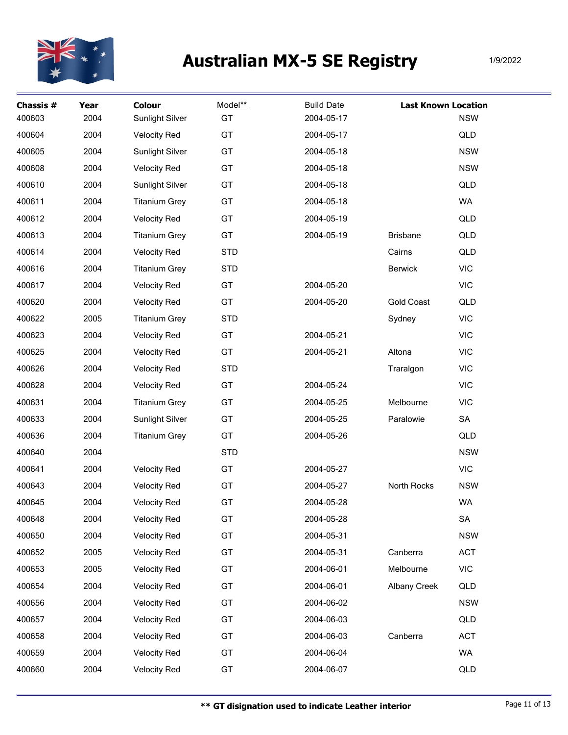# Australian MX-5 SE Registry

1/9/2022

| Chassis # | Year | Colour | Model** | Build Date | Last Known Location | |
|---|---|---|---|---|---|---|
| 400603 | 2004 | Sunlight Silver | GT | 2004-05-17 | | NSW |
| 400604 | 2004 | Velocity Red | GT | 2004-05-17 | | QLD |
| 400605 | 2004 | Sunlight Silver | GT | 2004-05-18 | | NSW |
| 400608 | 2004 | Velocity Red | GT | 2004-05-18 | | NSW |
| 400610 | 2004 | Sunlight Silver | GT | 2004-05-18 | | QLD |
| 400611 | 2004 | Titanium Grey | GT | 2004-05-18 | | WA |
| 400612 | 2004 | Velocity Red | GT | 2004-05-19 | | QLD |
| 400613 | 2004 | Titanium Grey | GT | 2004-05-19 | Brisbane | QLD |
| 400614 | 2004 | Velocity Red | STD | | Cairns | QLD |
| 400616 | 2004 | Titanium Grey | STD | | Berwick | VIC |
| 400617 | 2004 | Velocity Red | GT | 2004-05-20 | | VIC |
| 400620 | 2004 | Velocity Red | GT | 2004-05-20 | Gold Coast | QLD |
| 400622 | 2005 | Titanium Grey | STD | | Sydney | VIC |
| 400623 | 2004 | Velocity Red | GT | 2004-05-21 | | VIC |
| 400625 | 2004 | Velocity Red | GT | 2004-05-21 | Altona | VIC |
| 400626 | 2004 | Velocity Red | STD | | Traralgon | VIC |
| 400628 | 2004 | Velocity Red | GT | 2004-05-24 | | VIC |
| 400631 | 2004 | Titanium Grey | GT | 2004-05-25 | Melbourne | VIC |
| 400633 | 2004 | Sunlight Silver | GT | 2004-05-25 | Paralowie | SA |
| 400636 | 2004 | Titanium Grey | GT | 2004-05-26 | | QLD |
| 400640 | 2004 | | STD | | | NSW |
| 400641 | 2004 | Velocity Red | GT | 2004-05-27 | | VIC |
| 400643 | 2004 | Velocity Red | GT | 2004-05-27 | North Rocks | NSW |
| 400645 | 2004 | Velocity Red | GT | 2004-05-28 | | WA |
| 400648 | 2004 | Velocity Red | GT | 2004-05-28 | | SA |
| 400650 | 2004 | Velocity Red | GT | 2004-05-31 | | NSW |
| 400652 | 2005 | Velocity Red | GT | 2004-05-31 | Canberra | ACT |
| 400653 | 2005 | Velocity Red | GT | 2004-06-01 | Melbourne | VIC |
| 400654 | 2004 | Velocity Red | GT | 2004-06-01 | Albany Creek | QLD |
| 400656 | 2004 | Velocity Red | GT | 2004-06-02 | | NSW |
| 400657 | 2004 | Velocity Red | GT | 2004-06-03 | | QLD |
| 400658 | 2004 | Velocity Red | GT | 2004-06-03 | Canberra | ACT |
| 400659 | 2004 | Velocity Red | GT | 2004-06-04 | | WA |
| 400660 | 2004 | Velocity Red | GT | 2004-06-07 | | QLD |

**** GT disignation used to indicate Leather interior**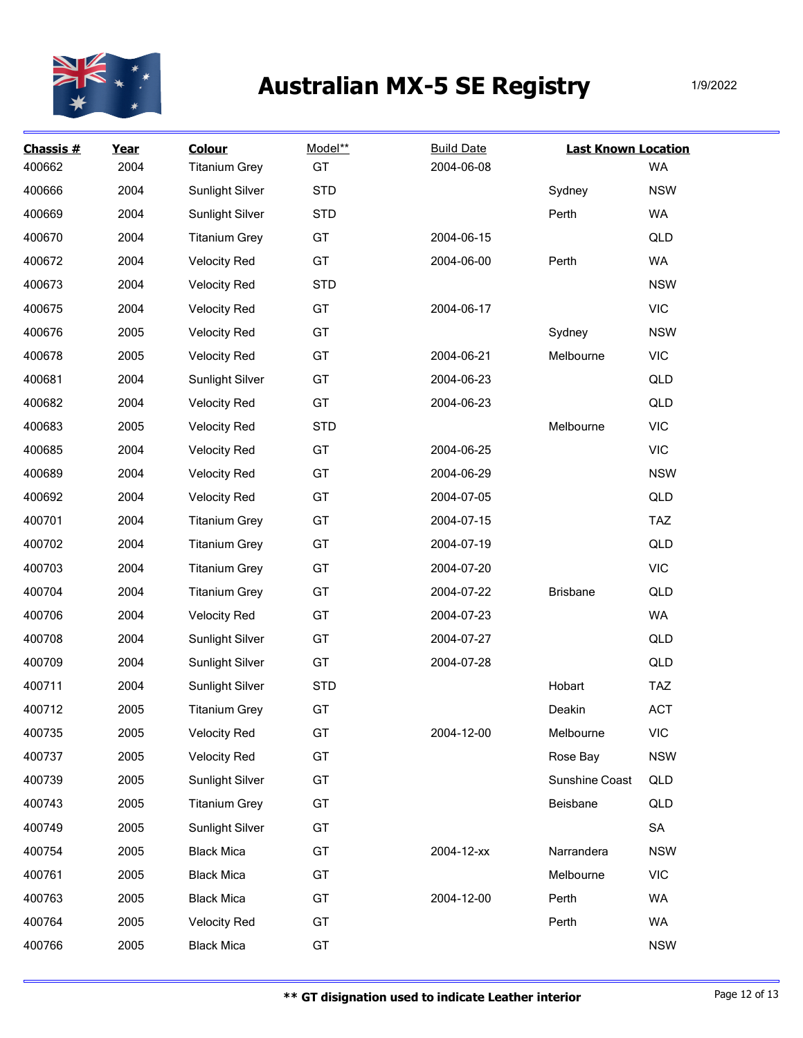# Australian MX-5 SE Registry

1/9/2022

| Chassis # | Year | Colour | Model** | Build Date | Last Known Location | |
|---|---|---|---|---|---|---|
| 400662 | 2004 | Titanium Grey | GT | 2004-06-08 | | WA |
| 400666 | 2004 | Sunlight Silver | STD | | Sydney | NSW |
| 400669 | 2004 | Sunlight Silver | STD | | Perth | WA |
| 400670 | 2004 | Titanium Grey | GT | 2004-06-15 | | QLD |
| 400672 | 2004 | Velocity Red | GT | 2004-06-00 | Perth | WA |
| 400673 | 2004 | Velocity Red | STD | | | NSW |
| 400675 | 2004 | Velocity Red | GT | 2004-06-17 | | VIC |
| 400676 | 2005 | Velocity Red | GT | | Sydney | NSW |
| 400678 | 2005 | Velocity Red | GT | 2004-06-21 | Melbourne | VIC |
| 400681 | 2004 | Sunlight Silver | GT | 2004-06-23 | | QLD |
| 400682 | 2004 | Velocity Red | GT | 2004-06-23 | | QLD |
| 400683 | 2005 | Velocity Red | STD | | Melbourne | VIC |
| 400685 | 2004 | Velocity Red | GT | 2004-06-25 | | VIC |
| 400689 | 2004 | Velocity Red | GT | 2004-06-29 | | NSW |
| 400692 | 2004 | Velocity Red | GT | 2004-07-05 | | QLD |
| 400701 | 2004 | Titanium Grey | GT | 2004-07-15 | | TAZ |
| 400702 | 2004 | Titanium Grey | GT | 2004-07-19 | | QLD |
| 400703 | 2004 | Titanium Grey | GT | 2004-07-20 | | VIC |
| 400704 | 2004 | Titanium Grey | GT | 2004-07-22 | Brisbane | QLD |
| 400706 | 2004 | Velocity Red | GT | 2004-07-23 | | WA |
| 400708 | 2004 | Sunlight Silver | GT | 2004-07-27 | | QLD |
| 400709 | 2004 | Sunlight Silver | GT | 2004-07-28 | | QLD |
| 400711 | 2004 | Sunlight Silver | STD | | Hobart | TAZ |
| 400712 | 2005 | Titanium Grey | GT | | Deakin | ACT |
| 400735 | 2005 | Velocity Red | GT | 2004-12-00 | Melbourne | VIC |
| 400737 | 2005 | Velocity Red | GT | | Rose Bay | NSW |
| 400739 | 2005 | Sunlight Silver | GT | | Sunshine Coast | QLD |
| 400743 | 2005 | Titanium Grey | GT | | Beisbane | QLD |
| 400749 | 2005 | Sunlight Silver | GT | | | SA |
| 400754 | 2005 | Black Mica | GT | 2004-12-xx | Narrandera | NSW |
| 400761 | 2005 | Black Mica | GT | | Melbourne | VIC |
| 400763 | 2005 | Black Mica | GT | 2004-12-00 | Perth | WA |
| 400764 | 2005 | Velocity Red | GT | | Perth | WA |
| 400766 | 2005 | Black Mica | GT | | | NSW |

**** GT disignation used to indicate Leather interior**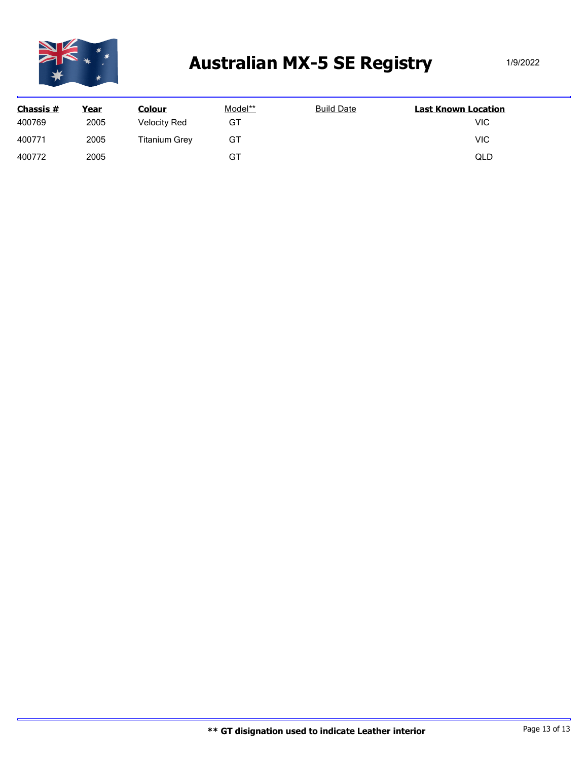# Australian MX-5 SE Registry

1/9/2022

| Chassis # | Year | Colour | Model** | Build Date | Last Known Location |
|---|---|---|---|---|---|
| 400769 | 2005 | Velocity Red | GT | | VIC |
| 400771 | 2005 | Titanium Grey | GT | | VIC |
| 400772 | 2005 | | GT | | QLD |

**** GT disignation used to indicate Leather interior**